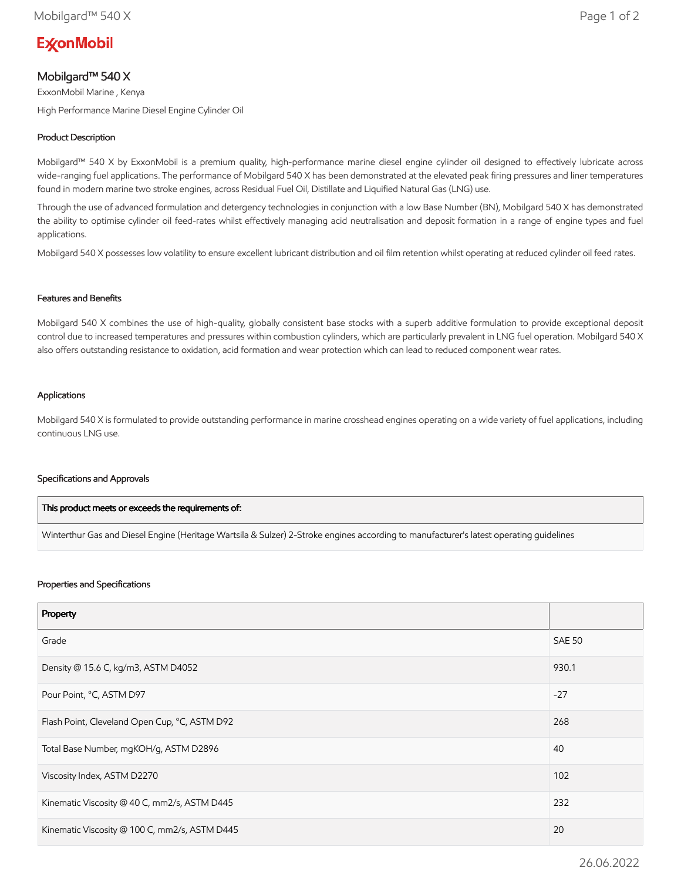ExxonMobil

# Mobilgard™ 540 X

ExxonMobil Marine , Kenya

High Performance Marine Diesel Engine Cylinder Oil

## Product Description

Mobilgard™ 540 X by ExxonMobil is a premium quality, high-performance marine diesel engine cylinder oil designed to effectively lubricate across wide-ranging fuel applications. The performance of Mobilgard 540 X has been demonstrated at the elevated peak firing pressures and liner temperatures found in modern marine two stroke engines, across Residual Fuel Oil, Distillate and Liquified Natural Gas (LNG) use.

Through the use of advanced formulation and detergency technologies in conjunction with a low Base Number (BN), Mobilgard 540 X has demonstrated the ability to optimise cylinder oil feed-rates whilst effectively managing acid neutralisation and deposit formation in a range of engine types and fuel applications.

Mobilgard 540 X possesses low volatility to ensure excellent lubricant distribution and oil film retention whilst operating at reduced cylinder oil feed rates.

## Features and Benefits

Mobilgard 540 X combines the use of high-quality, globally consistent base stocks with a superb additive formulation to provide exceptional deposit control due to increased temperatures and pressures within combustion cylinders, which are particularly prevalent in LNG fuel operation. Mobilgard 540 X also offers outstanding resistance to oxidation, acid formation and wear protection which can lead to reduced component wear rates.

## Applications

Mobilgard 540 X is formulated to provide outstanding performance in marine crosshead engines operating on a wide variety of fuel applications, including continuous LNG use.

## Specifications and Approvals

| This product meets or exceeds the requirements of: |
|---|
| Winterthur Gas and Diesel Engine (Heritage Wartsila & Sulzer) 2-Stroke engines according to manufacturer's latest operating guidelines |

## Properties and Specifications

| Property | |
|---|---|
| Grade | SAE 50 |
| Density @ 15.6 C, kg/m3, ASTM D4052 | 930.1 |
| Pour Point, °C, ASTM D97 | -27 |
| Flash Point, Cleveland Open Cup, °C, ASTM D92 | 268 |
| Total Base Number, mgKOH/g, ASTM D2896 | 40 |
| Viscosity Index, ASTM D2270 | 102 |
| Kinematic Viscosity @ 40 C, mm2/s, ASTM D445 | 232 |
| Kinematic Viscosity @ 100 C, mm2/s, ASTM D445 | 20 |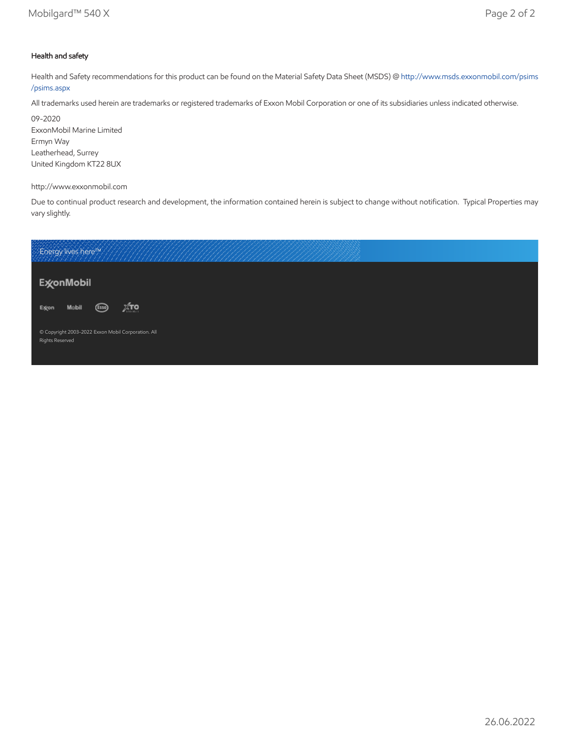### Health and safety

Health and Safety recommendations for this product can be found on the Material Safety Data Sheet (MSDS) @ http://www.msds.exxonmobil.com/psims/psims.aspx

All trademarks used herein are trademarks or registered trademarks of Exxon Mobil Corporation or one of its subsidiaries unless indicated otherwise.

09-2020
ExxonMobil Marine Limited
Ermyn Way
Leatherhead, Surrey
United Kingdom KT22 8UX

http://www.exxonmobil.com

Due to continual product research and development, the information contained herein is subject to change without notification. Typical Properties may vary slightly.

Energy lives here™

ExxonMobil

Exxon Mobil Esso XTO

© Copyright 2003-2022 Exxon Mobil Corporation. All Rights Reserved